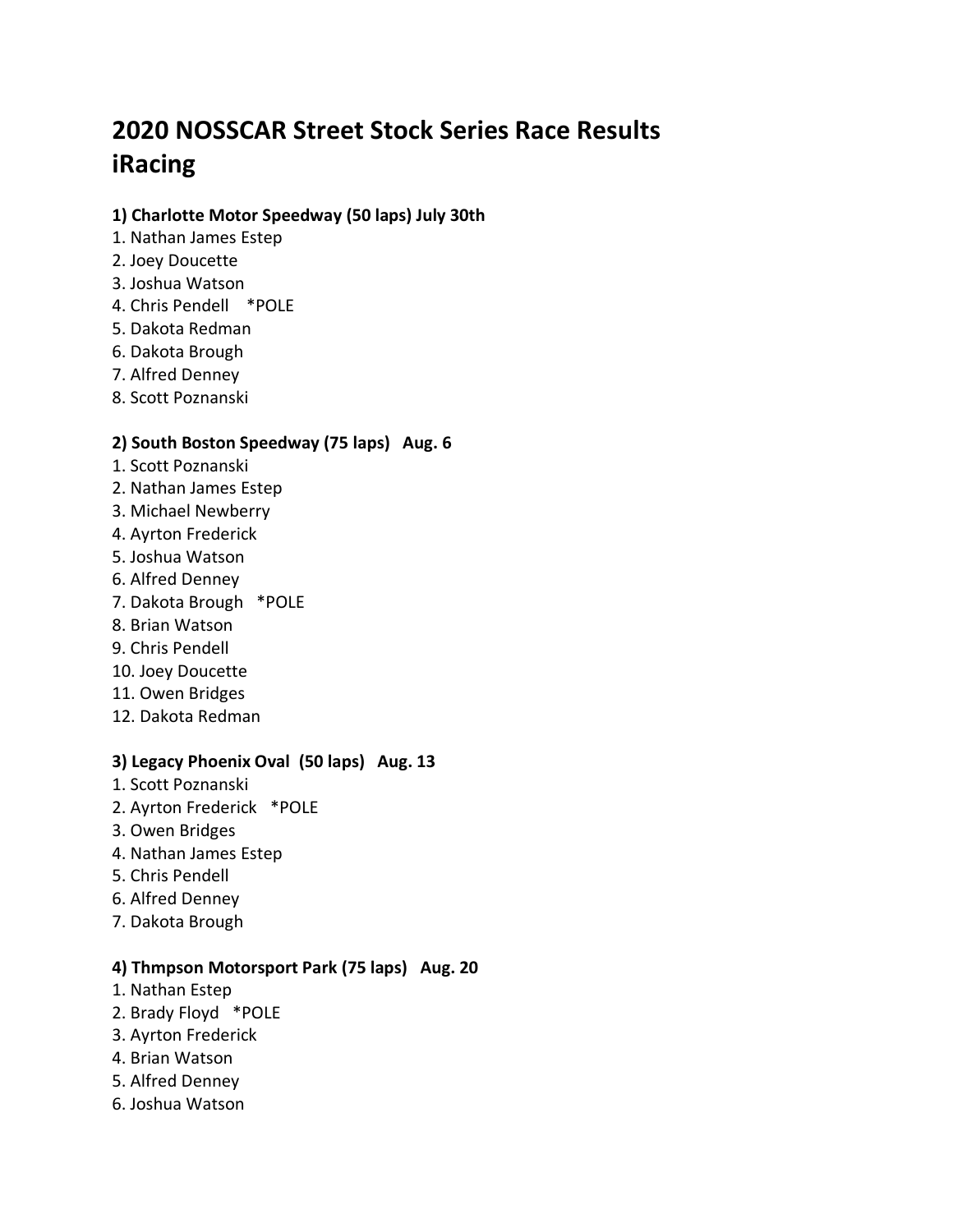# 2020 NOSSCAR Street Stock Series Race Results iRacing

**1) Charlotte Motor Speedway (50 laps) July 30th**

1. Nathan James Estep
2. Joey Doucette
3. Joshua Watson
4. Chris Pendell *POLE
5. Dakota Redman
6. Dakota Brough
7. Alfred Denney
8. Scott Poznanski

**2) South Boston Speedway (75 laps) Aug. 6**

1. Scott Poznanski
2. Nathan James Estep
3. Michael Newberry
4. Ayrton Frederick
5. Joshua Watson
6. Alfred Denney
7. Dakota Brough *POLE
8. Brian Watson
9. Chris Pendell
10. Joey Doucette
11. Owen Bridges
12. Dakota Redman

**3) Legacy Phoenix Oval (50 laps) Aug. 13**

1. Scott Poznanski
2. Ayrton Frederick *POLE
3. Owen Bridges
4. Nathan James Estep
5. Chris Pendell
6. Alfred Denney
7. Dakota Brough

**4) Thmpson Motorsport Park (75 laps) Aug. 20**

1. Nathan Estep
2. Brady Floyd *POLE
3. Ayrton Frederick
4. Brian Watson
5. Alfred Denney
6. Joshua Watson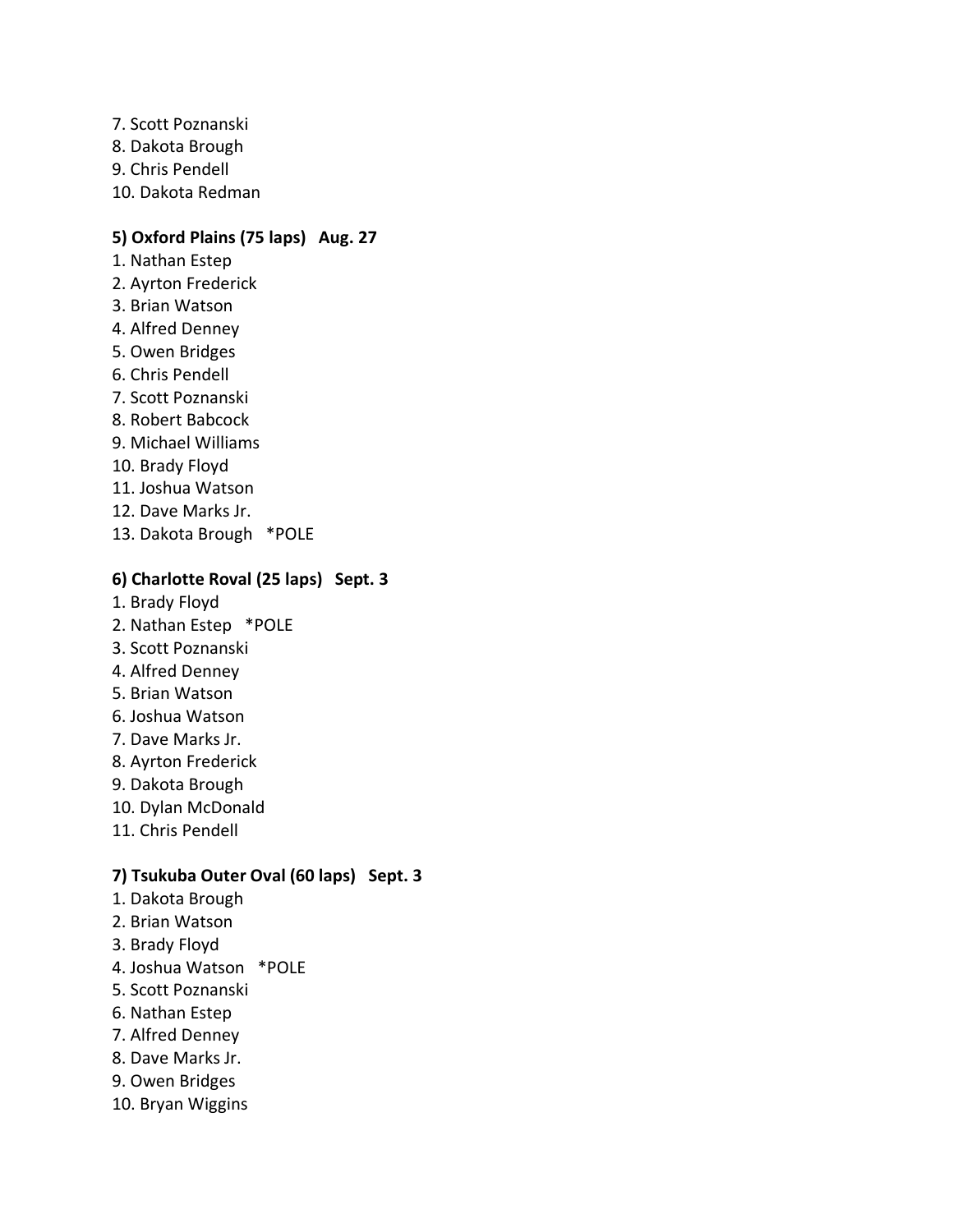7. Scott Poznanski
8. Dakota Brough
9. Chris Pendell
10. Dakota Redman

**5) Oxford Plains (75 laps)   Aug. 27**

1. Nathan Estep
2. Ayrton Frederick
3. Brian Watson
4. Alfred Denney
5. Owen Bridges
6. Chris Pendell
7. Scott Poznanski
8. Robert Babcock
9. Michael Williams
10. Brady Floyd
11. Joshua Watson
12. Dave Marks Jr.
13. Dakota Brough   *POLE

**6) Charlotte Roval (25 laps)   Sept. 3**

1. Brady Floyd
2. Nathan Estep   *POLE
3. Scott Poznanski
4. Alfred Denney
5. Brian Watson
6. Joshua Watson
7. Dave Marks Jr.
8. Ayrton Frederick
9. Dakota Brough
10. Dylan McDonald
11. Chris Pendell

**7) Tsukuba Outer Oval (60 laps)   Sept. 3**

1. Dakota Brough
2. Brian Watson
3. Brady Floyd
4. Joshua Watson   *POLE
5. Scott Poznanski
6. Nathan Estep
7. Alfred Denney
8. Dave Marks Jr.
9. Owen Bridges
10. Bryan Wiggins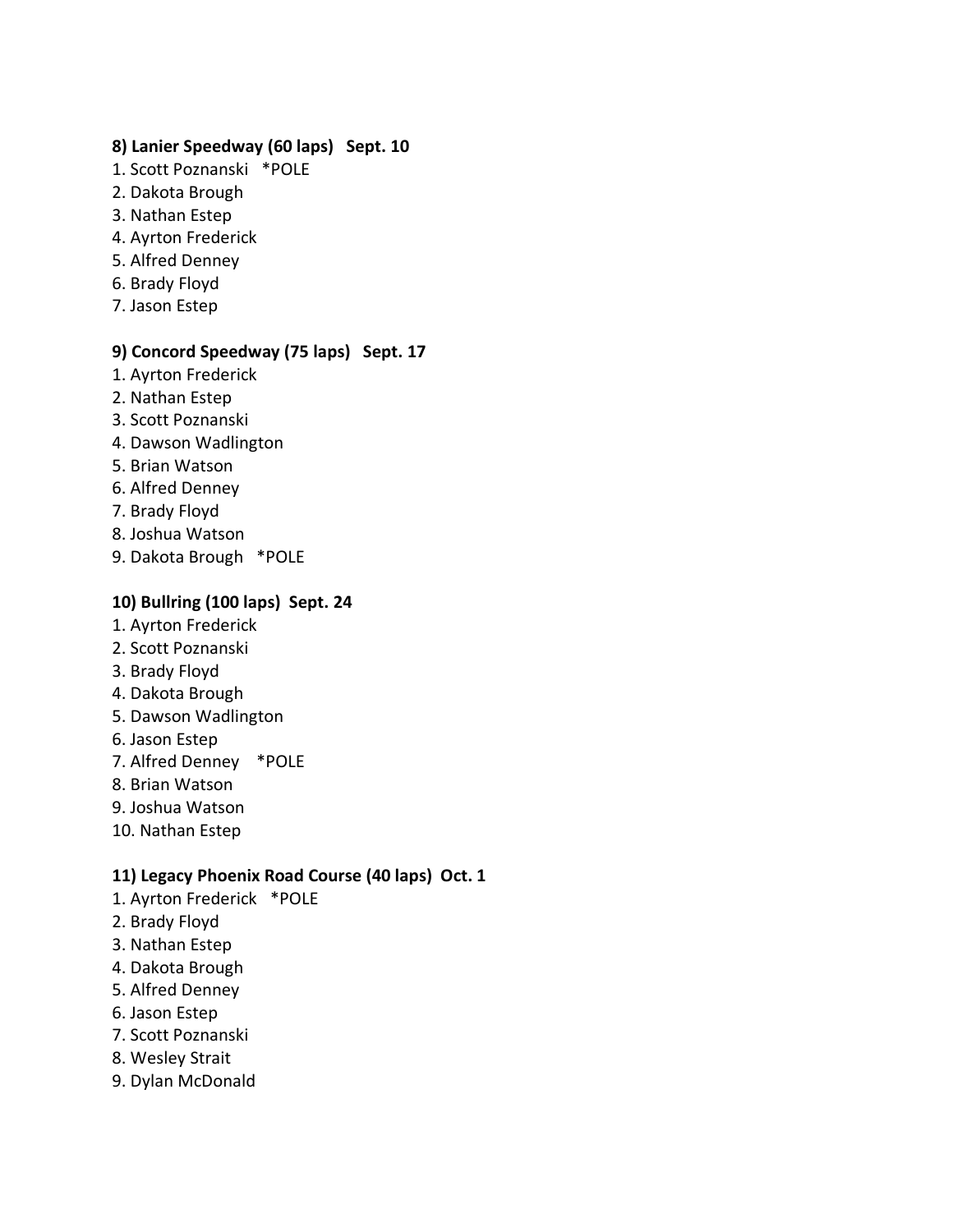**8) Lanier Speedway (60 laps) Sept. 10**

1. Scott Poznanski *POLE
2. Dakota Brough
3. Nathan Estep
4. Ayrton Frederick
5. Alfred Denney
6. Brady Floyd
7. Jason Estep

**9) Concord Speedway (75 laps) Sept. 17**

1. Ayrton Frederick
2. Nathan Estep
3. Scott Poznanski
4. Dawson Wadlington
5. Brian Watson
6. Alfred Denney
7. Brady Floyd
8. Joshua Watson
9. Dakota Brough *POLE

**10) Bullring (100 laps) Sept. 24**

1. Ayrton Frederick
2. Scott Poznanski
3. Brady Floyd
4. Dakota Brough
5. Dawson Wadlington
6. Jason Estep
7. Alfred Denney *POLE
8. Brian Watson
9. Joshua Watson
10. Nathan Estep

**11) Legacy Phoenix Road Course (40 laps) Oct. 1**

1. Ayrton Frederick *POLE
2. Brady Floyd
3. Nathan Estep
4. Dakota Brough
5. Alfred Denney
6. Jason Estep
7. Scott Poznanski
8. Wesley Strait
9. Dylan McDonald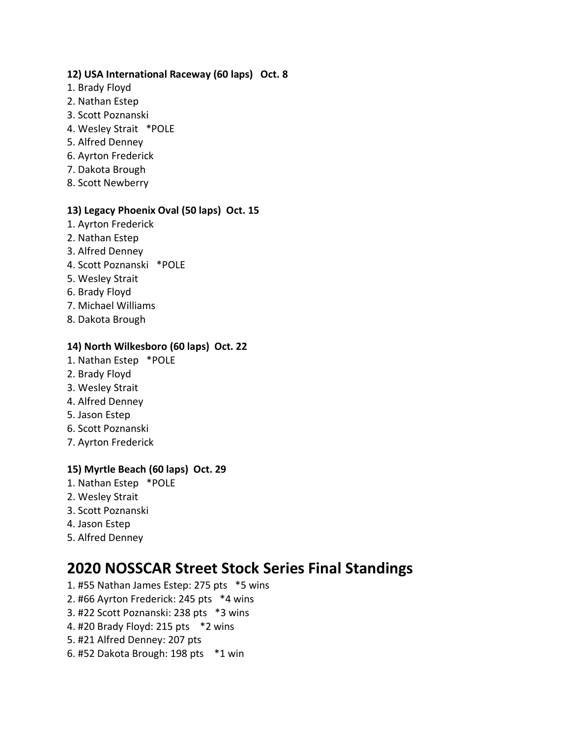**12) USA International Raceway (60 laps) Oct. 8**

1. Brady Floyd
2. Nathan Estep
3. Scott Poznanski
4. Wesley Strait *POLE
5. Alfred Denney
6. Ayrton Frederick
7. Dakota Brough
8. Scott Newberry

**13) Legacy Phoenix Oval (50 laps) Oct. 15**

1. Ayrton Frederick
2. Nathan Estep
3. Alfred Denney
4. Scott Poznanski *POLE
5. Wesley Strait
6. Brady Floyd
7. Michael Williams
8. Dakota Brough

**14) North Wilkesboro (60 laps) Oct. 22**

1. Nathan Estep *POLE
2. Brady Floyd
3. Wesley Strait
4. Alfred Denney
5. Jason Estep
6. Scott Poznanski
7. Ayrton Frederick

**15) Myrtle Beach (60 laps) Oct. 29**

1. Nathan Estep *POLE
2. Wesley Strait
3. Scott Poznanski
4. Jason Estep
5. Alfred Denney

# 2020 NOSSCAR Street Stock Series Final Standings

1. #55 Nathan James Estep: 275 pts *5 wins
2. #66 Ayrton Frederick: 245 pts *4 wins
3. #22 Scott Poznanski: 238 pts *3 wins
4. #20 Brady Floyd: 215 pts *2 wins
5. #21 Alfred Denney: 207 pts
6. #52 Dakota Brough: 198 pts *1 win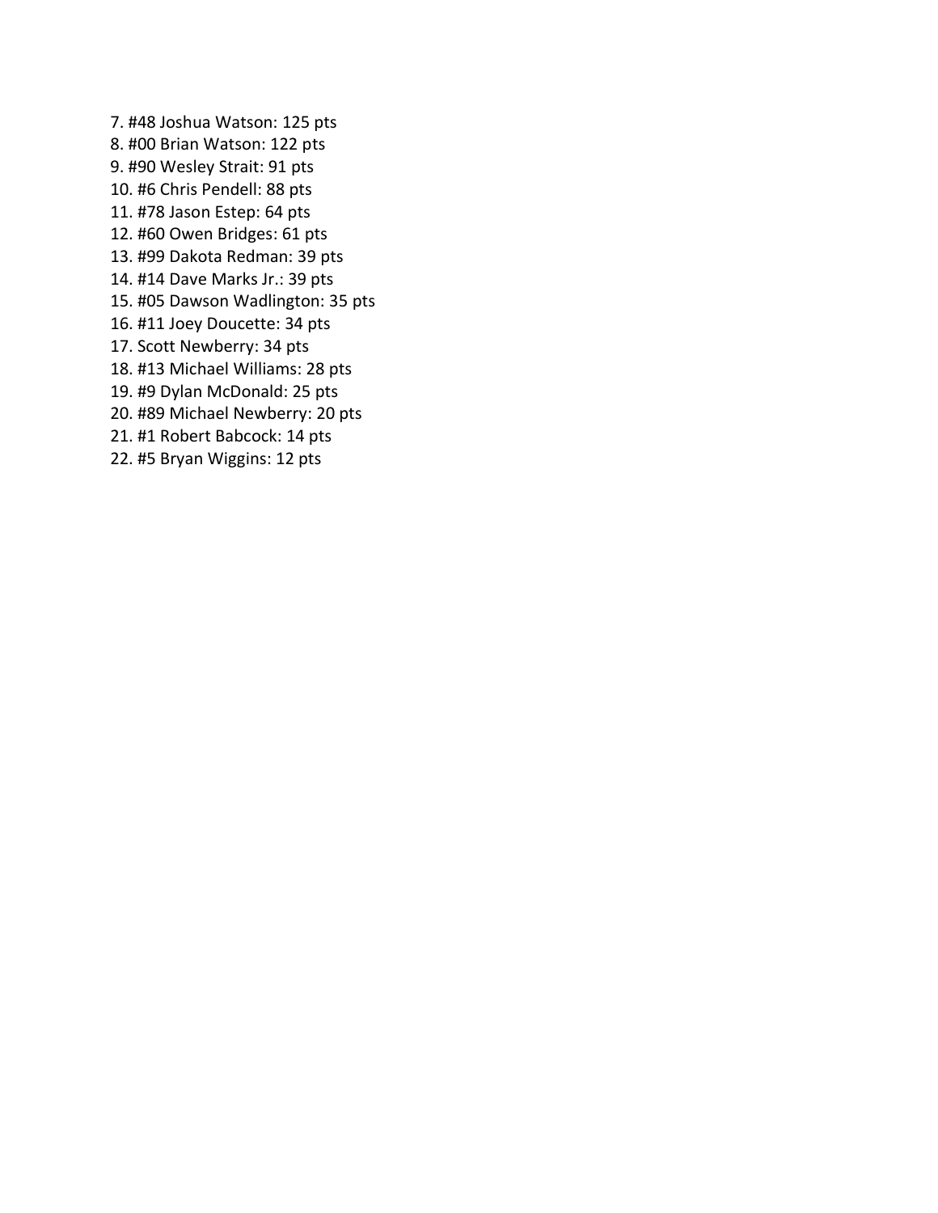7. #48 Joshua Watson: 125 pts
8. #00 Brian Watson: 122 pts
9. #90 Wesley Strait: 91 pts
10. #6 Chris Pendell: 88 pts
11. #78 Jason Estep: 64 pts
12. #60 Owen Bridges: 61 pts
13. #99 Dakota Redman: 39 pts
14. #14 Dave Marks Jr.: 39 pts
15. #05 Dawson Wadlington: 35 pts
16. #11 Joey Doucette: 34 pts
17. Scott Newberry: 34 pts
18. #13 Michael Williams: 28 pts
19. #9 Dylan McDonald: 25 pts
20. #89 Michael Newberry: 20 pts
21. #1 Robert Babcock: 14 pts
22. #5 Bryan Wiggins: 12 pts